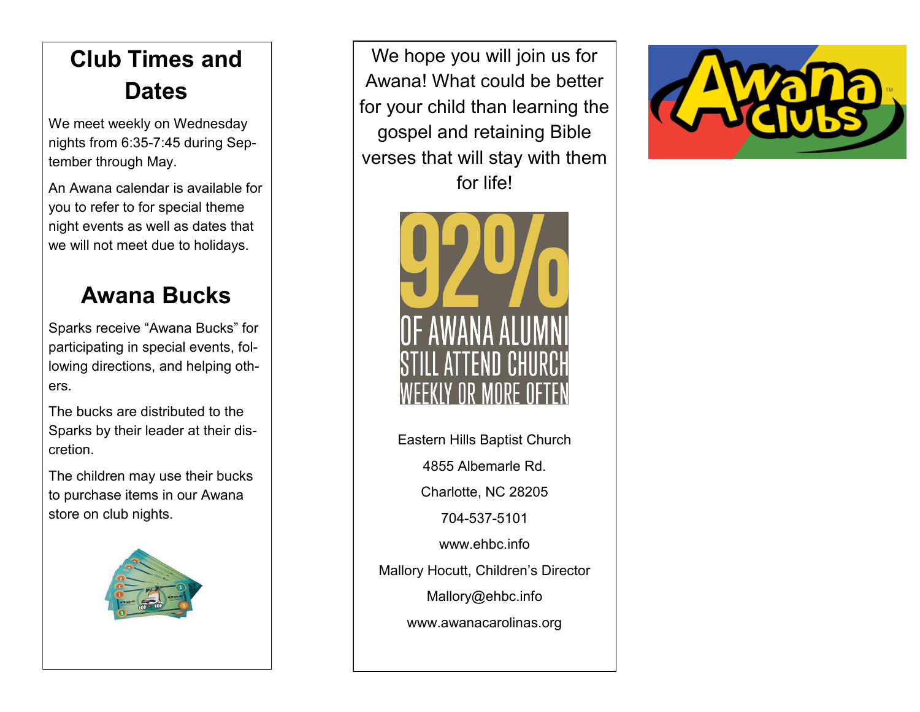## Club Times and Dates

We meet weekly on Wednesday nights from 6:35-7:45 during September through May.

An Awana calendar is available for you to refer to for special theme night events as well as dates that we will not meet due to holidays.

## Awana Bucks

Sparks receive "Awana Bucks" for participating in special events, following directions, and helping others.

The bucks are distributed to the Sparks by their leader at their discretion.

The children may use their bucks to purchase items in our Awana store on club nights.

We hope you will join us for Awana! What could be better for your child than learning the gospel and retaining Bible verses that will stay with them for life!

92%

OF AWANA ALUMNI STILL ATTEND CHURCH WEEKLY OR MORE OFTEN

Eastern Hills Baptist Church

4855 Albemarle Rd.

Charlotte, NC 28205

704-537-5101

www.ehbc.info

Mallory Hocutt, Children's Director

Mallory@ehbc.info

www.awanacarolinas.org

Awana Clubs™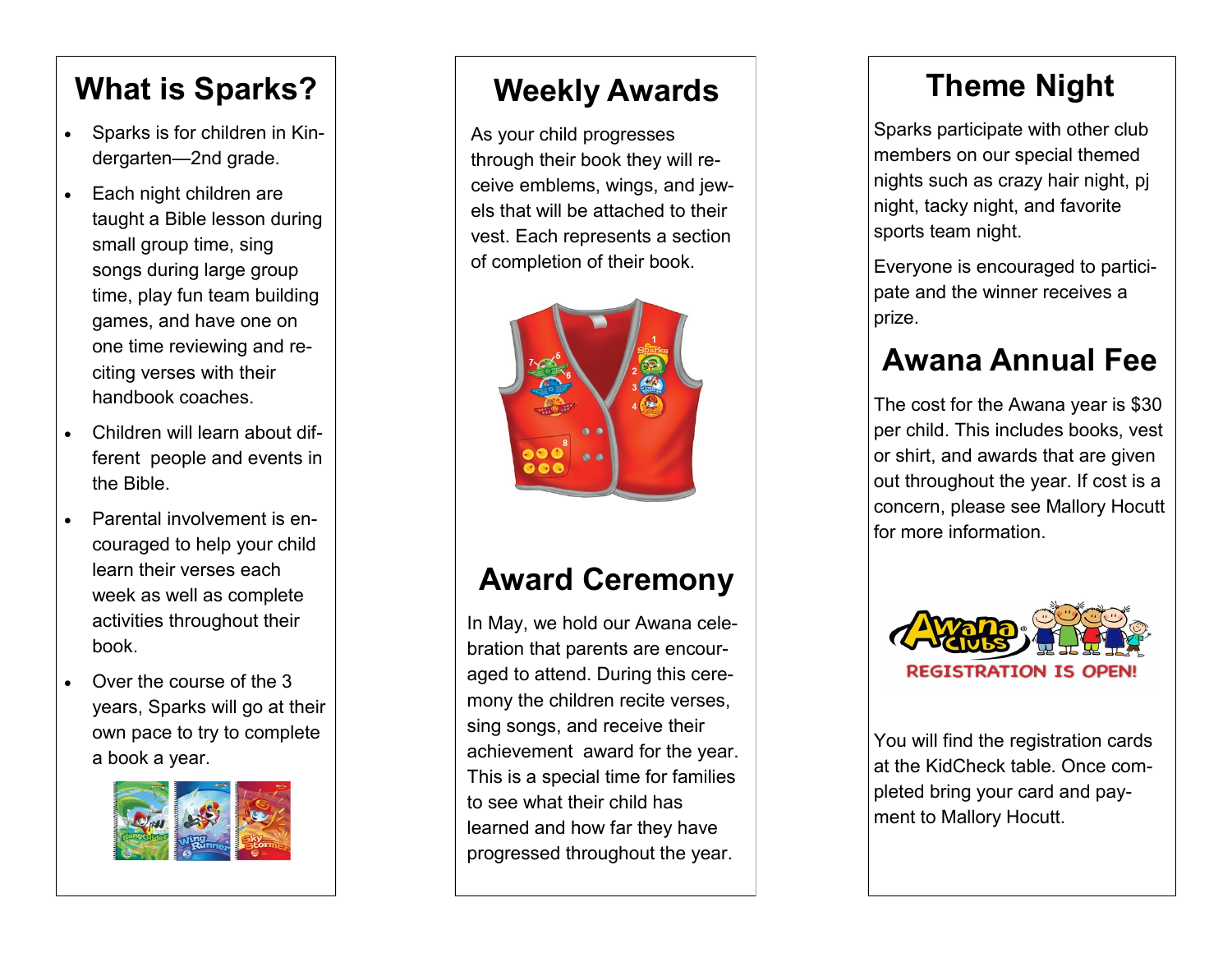# What is Sparks?

- Sparks is for children in Kindergarten—2nd grade.
- Each night children are taught a Bible lesson during small group time, sing songs during large group time, play fun team building games, and have one on one time reviewing and reciting verses with their handbook coaches.
- Children will learn about different people and events in the Bible.
- Parental involvement is encouraged to help your child learn their verses each week as well as complete activities throughout their book.
- Over the course of the 3 years, Sparks will go at their own pace to try to complete a book a year.

# Weekly Awards

As your child progresses through their book they will receive emblems, wings, and jewels that will be attached to their vest. Each represents a section of completion of their book.

# Award Ceremony

In May, we hold our Awana celebration that parents are encouraged to attend. During this ceremony the children recite verses, sing songs, and receive their achievement award for the year. This is a special time for families to see what their child has learned and how far they have progressed throughout the year.

# Theme Night

Sparks participate with other club members on our special themed nights such as crazy hair night, pj night, tacky night, and favorite sports team night.

Everyone is encouraged to participate and the winner receives a prize.

# Awana Annual Fee

The cost for the Awana year is $30 per child. This includes books, vest or shirt, and awards that are given out throughout the year. If cost is a concern, please see Mallory Hocutt for more information.

REGISTRATION IS OPEN!

You will find the registration cards at the KidCheck table. Once completed bring your card and payment to Mallory Hocutt.